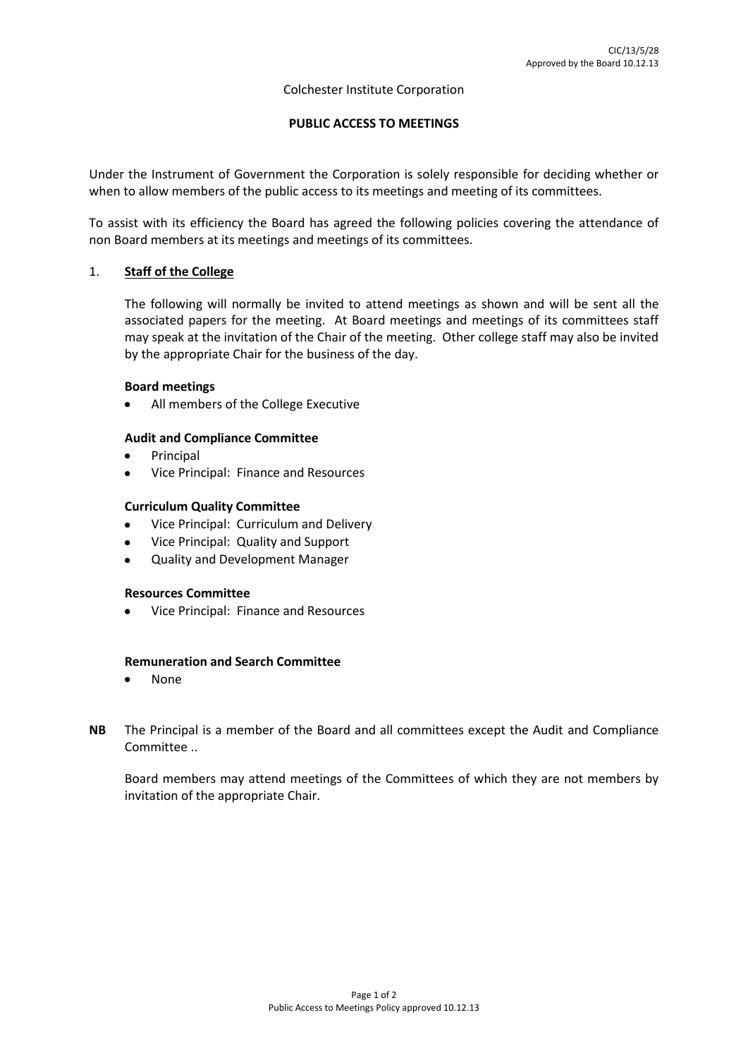CIC/13/5/28
Approved by the Board 10.12.13

Colchester Institute Corporation

# PUBLIC ACCESS TO MEETINGS

Under the Instrument of Government the Corporation is solely responsible for deciding whether or when to allow members of the public access to its meetings and meeting of its committees.

To assist with its efficiency the Board has agreed the following policies covering the attendance of non Board members at its meetings and meetings of its committees.

## 1. Staff of the College

The following will normally be invited to attend meetings as shown and will be sent all the associated papers for the meeting. At Board meetings and meetings of its committees staff may speak at the invitation of the Chair of the meeting. Other college staff may also be invited by the appropriate Chair for the business of the day.

**Board meetings**

- All members of the College Executive

**Audit and Compliance Committee**

- Principal
- Vice Principal: Finance and Resources

**Curriculum Quality Committee**

- Vice Principal: Curriculum and Delivery
- Vice Principal: Quality and Support
- Quality and Development Manager

**Resources Committee**

- Vice Principal: Finance and Resources

**Remuneration and Search Committee**

- None

**NB** The Principal is a member of the Board and all committees except the Audit and Compliance Committee ..

Board members may attend meetings of the Committees of which they are not members by invitation of the appropriate Chair.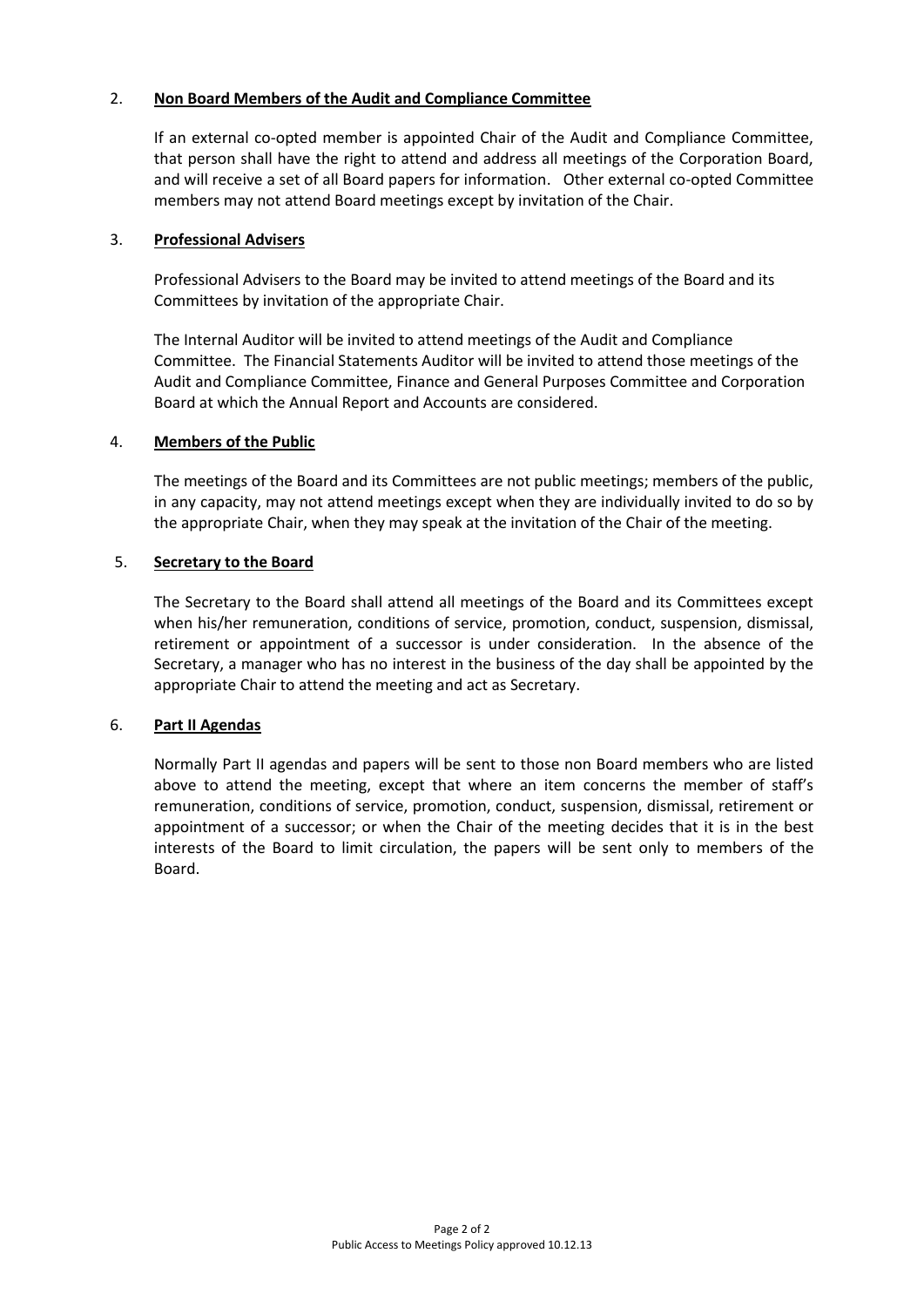2. **Non Board Members of the Audit and Compliance Committee**

   If an external co-opted member is appointed Chair of the Audit and Compliance Committee, that person shall have the right to attend and address all meetings of the Corporation Board, and will receive a set of all Board papers for information. Other external co-opted Committee members may not attend Board meetings except by invitation of the Chair.

3. **Professional Advisers**

   Professional Advisers to the Board may be invited to attend meetings of the Board and its Committees by invitation of the appropriate Chair.

   The Internal Auditor will be invited to attend meetings of the Audit and Compliance Committee. The Financial Statements Auditor will be invited to attend those meetings of the Audit and Compliance Committee, Finance and General Purposes Committee and Corporation Board at which the Annual Report and Accounts are considered.

4. **Members of the Public**

   The meetings of the Board and its Committees are not public meetings; members of the public, in any capacity, may not attend meetings except when they are individually invited to do so by the appropriate Chair, when they may speak at the invitation of the Chair of the meeting.

5. **Secretary to the Board**

   The Secretary to the Board shall attend all meetings of the Board and its Committees except when his/her remuneration, conditions of service, promotion, conduct, suspension, dismissal, retirement or appointment of a successor is under consideration. In the absence of the Secretary, a manager who has no interest in the business of the day shall be appointed by the appropriate Chair to attend the meeting and act as Secretary.

6. **Part II Agendas**

   Normally Part II agendas and papers will be sent to those non Board members who are listed above to attend the meeting, except that where an item concerns the member of staff's remuneration, conditions of service, promotion, conduct, suspension, dismissal, retirement or appointment of a successor; or when the Chair of the meeting decides that it is in the best interests of the Board to limit circulation, the papers will be sent only to members of the Board.